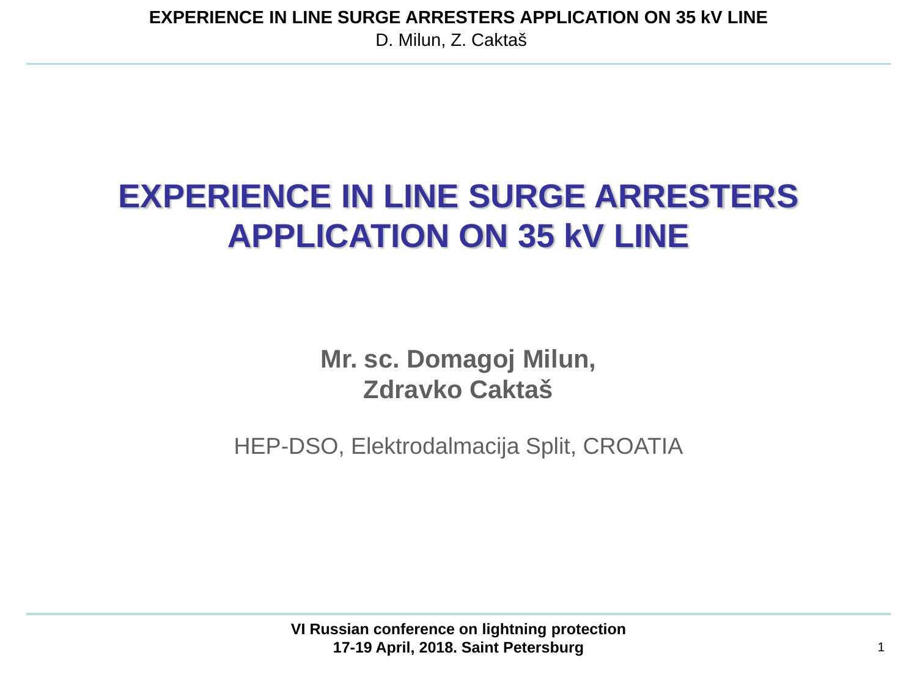# EXPERIENCE IN LINE SURGE ARRESTERS APPLICATION ON 35 kV LINE

**Mr. sc. Domagoj Milun,**
**Zdravko Caktaš**

HEP-DSO, Elektrodalmacija Split, CROATIA

**VI Russian conference on lightning protection**
**17-19 April, 2018. Saint Petersburg**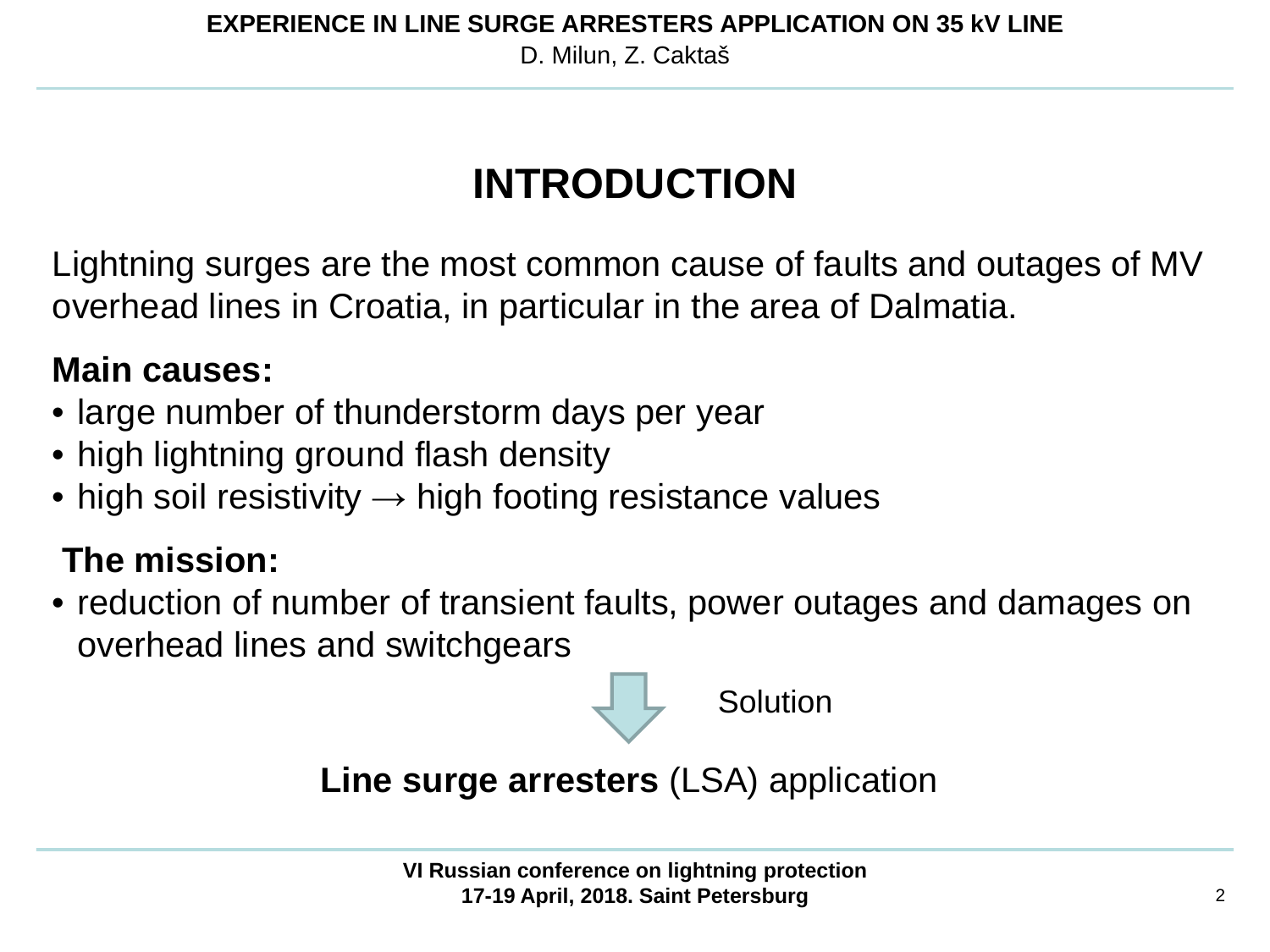# INTRODUCTION

Lightning surges are the most common cause of faults and outages of MV overhead lines in Croatia, in particular in the area of Dalmatia.

**Main causes:**

- large number of thunderstorm days per year
- high lightning ground flash density
- high soil resistivity → high footing resistance values

**The mission:**

- reduction of number of transient faults, power outages and damages on overhead lines and switchgears

Solution

**Line surge arresters** (LSA) application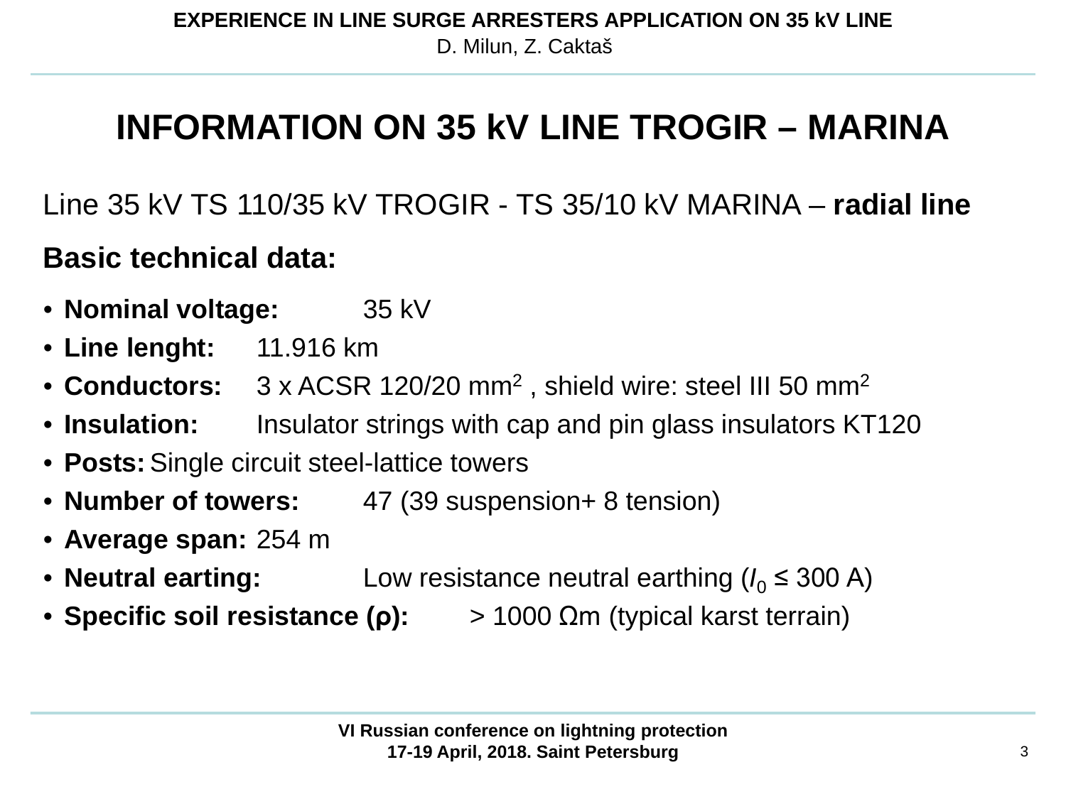# INFORMATION ON 35 kV LINE TROGIR – MARINA

Line 35 kV TS 110/35 kV TROGIR - TS 35/10 kV MARINA – **radial line**

**Basic technical data:**

- **Nominal voltage:** 35 kV
- **Line lenght:** 11.916 km
- **Conductors:** 3 x ACSR 120/20 mm$^2$ , shield wire: steel III 50 mm$^2$
- **Insulation:** Insulator strings with cap and pin glass insulators KT120
- **Posts:** Single circuit steel-lattice towers
- **Number of towers:** 47 (39 suspension+ 8 tension)
- **Average span:** 254 m
- **Neutral earting:** Low resistance neutral earthing ($I_0 \leq 300$ A)
- **Specific soil resistance (ρ):** > 1000 Ωm (typical karst terrain)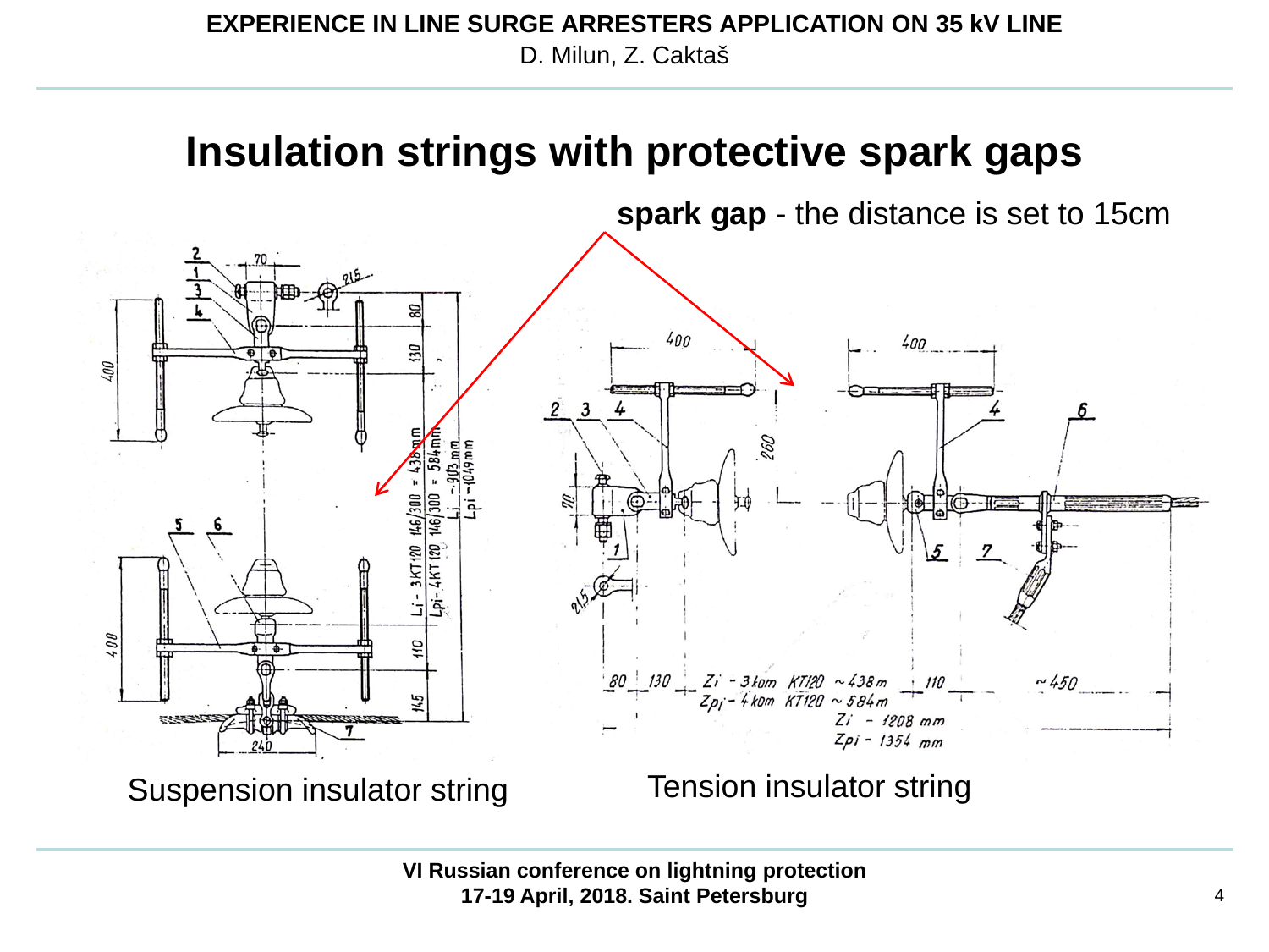# Insulation strings with protective spark gaps

**spark gap** - the distance is set to 15cm

Suspension insulator string

Tension insulator string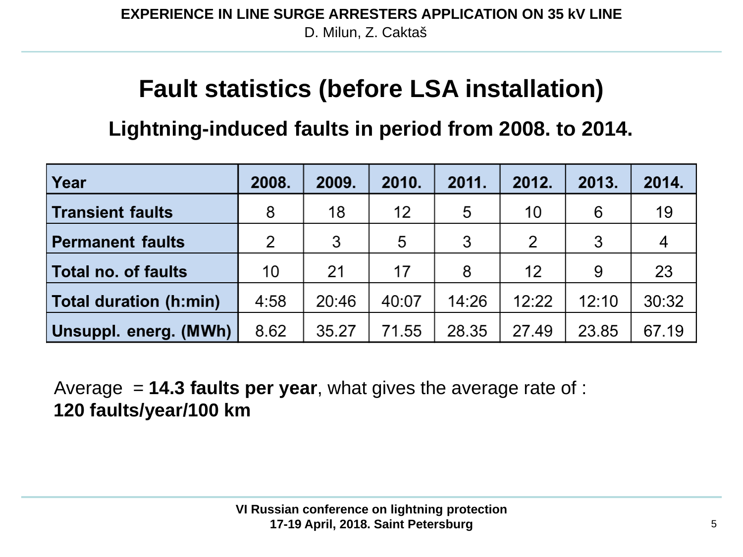# Fault statistics (before LSA installation)

## Lightning-induced faults in period from 2008. to 2014.

| Year | 2008. | 2009. | 2010. | 2011. | 2012. | 2013. | 2014. |
|---|---|---|---|---|---|---|---|
| Transient faults | 8 | 18 | 12 | 5 | 10 | 6 | 19 |
| Permanent faults | 2 | 3 | 5 | 3 | 2 | 3 | 4 |
| Total no. of faults | 10 | 21 | 17 | 8 | 12 | 9 | 23 |
| Total duration (h:min) | 4:58 | 20:46 | 40:07 | 14:26 | 12:22 | 12:10 | 30:32 |
| Unsuppl. energ. (MWh) | 8.62 | 35.27 | 71.55 | 28.35 | 27.49 | 23.85 | 67.19 |

Average = **14.3 faults per year**, what gives the average rate of :
**120 faults/year/100 km**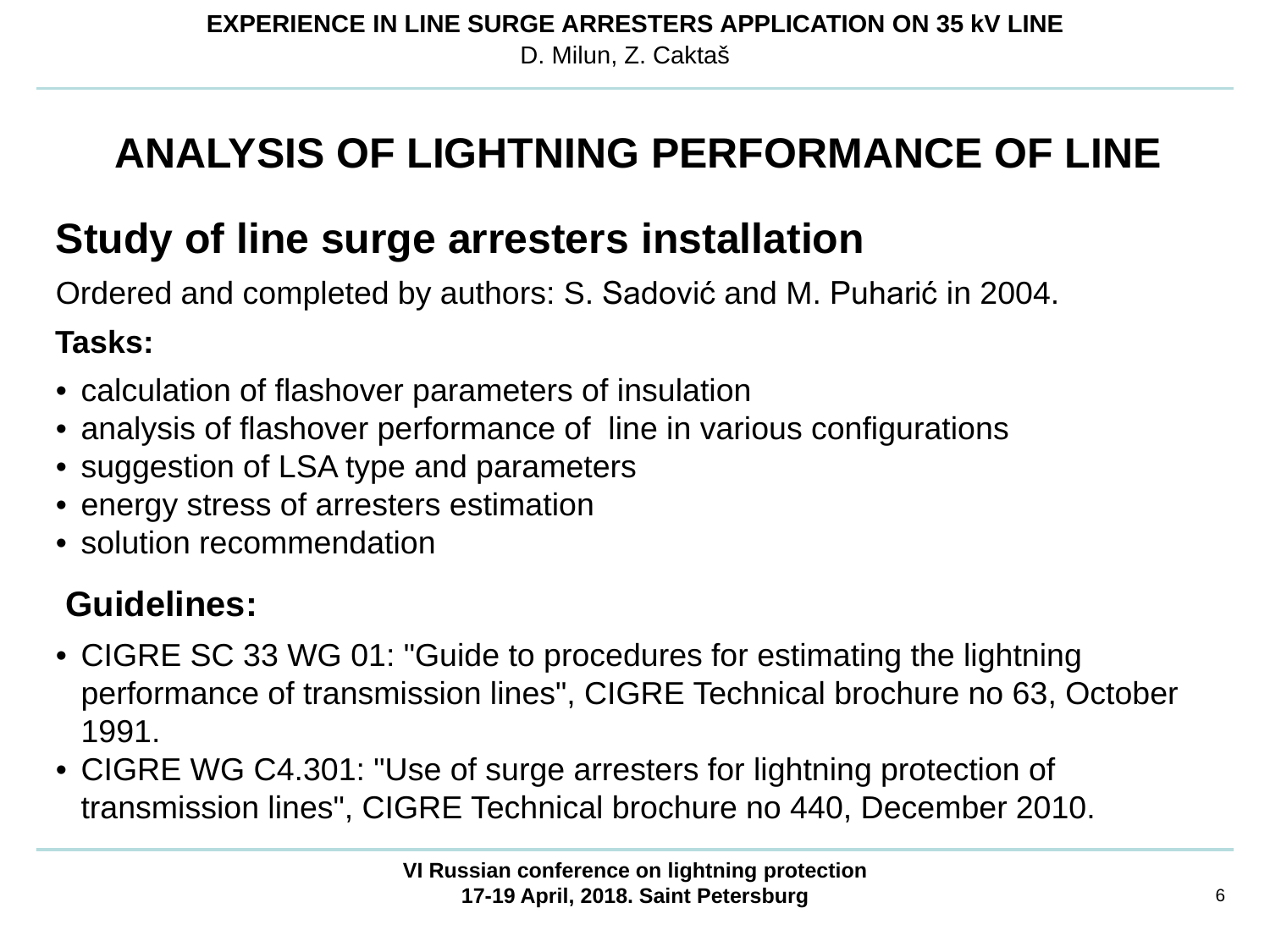# ANALYSIS OF LIGHTNING PERFORMANCE OF LINE

## Study of line surge arresters installation

Ordered and completed by authors: S. Sadović and M. Puharić in 2004.

**Tasks:**

- calculation of flashover parameters of insulation
- analysis of flashover performance of line in various configurations
- suggestion of LSA type and parameters
- energy stress of arresters estimation
- solution recommendation

**Guidelines:**

- CIGRE SC 33 WG 01: "Guide to procedures for estimating the lightning performance of transmission lines", CIGRE Technical brochure no 63, October 1991.
- CIGRE WG C4.301: "Use of surge arresters for lightning protection of transmission lines", CIGRE Technical brochure no 440, December 2010.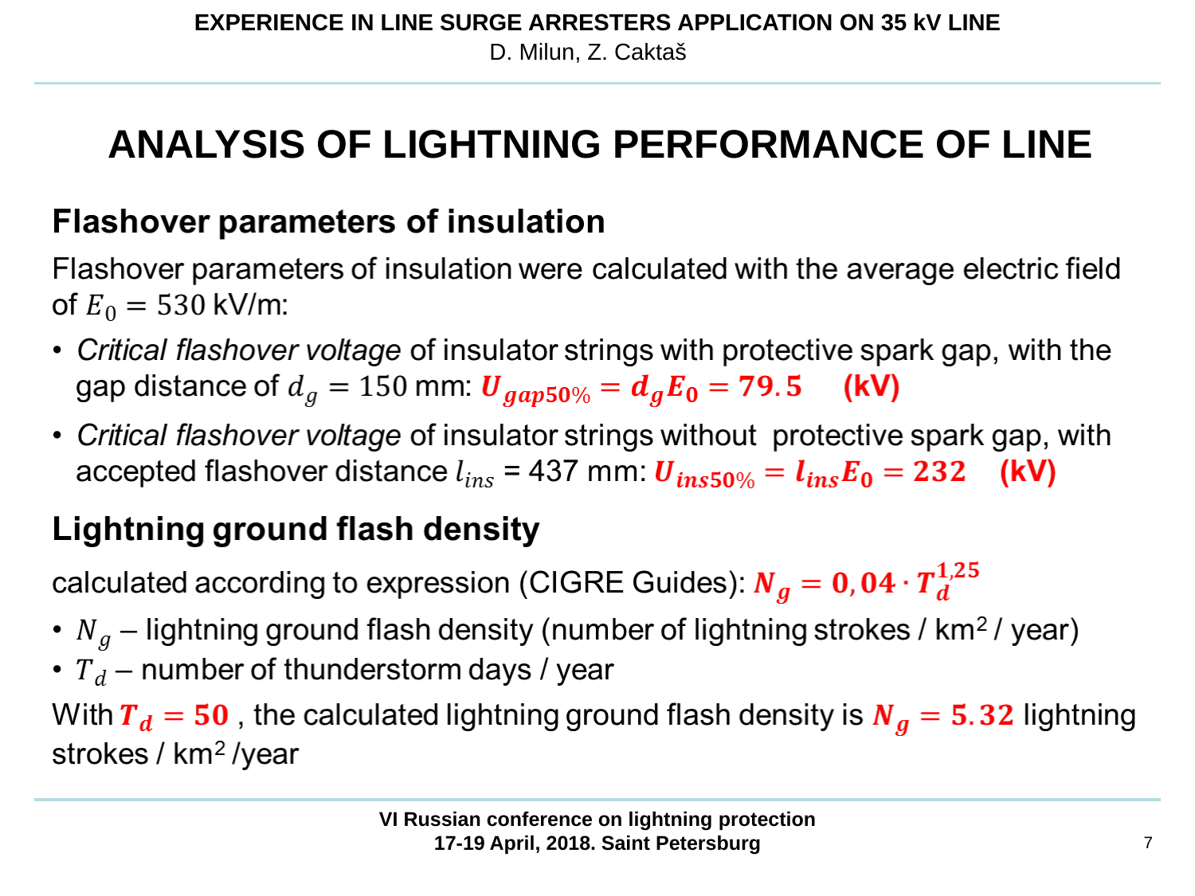# ANALYSIS OF LIGHTNING PERFORMANCE OF LINE

## Flashover parameters of insulation

Flashover parameters of insulation were calculated with the average electric field of $E_0 = 530$ kV/m:

- *Critical flashover voltage* of insulator strings with protective spark gap, with the gap distance of $d_g = 150$ mm: $\boldsymbol{U_{gap50\%} = d_g E_0 = 79.5}$ **(kV)**
- *Critical flashover voltage* of insulator strings without protective spark gap, with accepted flashover distance $l_{ins}$ = 437 mm: $\boldsymbol{U_{ins50\%} = l_{ins} E_0 = 232}$ **(kV)**

## Lightning ground flash density

calculated according to expression (CIGRE Guides): $\boldsymbol{N_g = 0{,}04 \cdot T_d^{1{,}25}}$

- $N_g$ – lightning ground flash density (number of lightning strokes / km$^2$ / year)
- $T_d$ – number of thunderstorm days / year

With $\boldsymbol{T_d = 50}$ , the calculated lightning ground flash density is $\boldsymbol{N_g = 5.32}$ lightning strokes / km$^2$ /year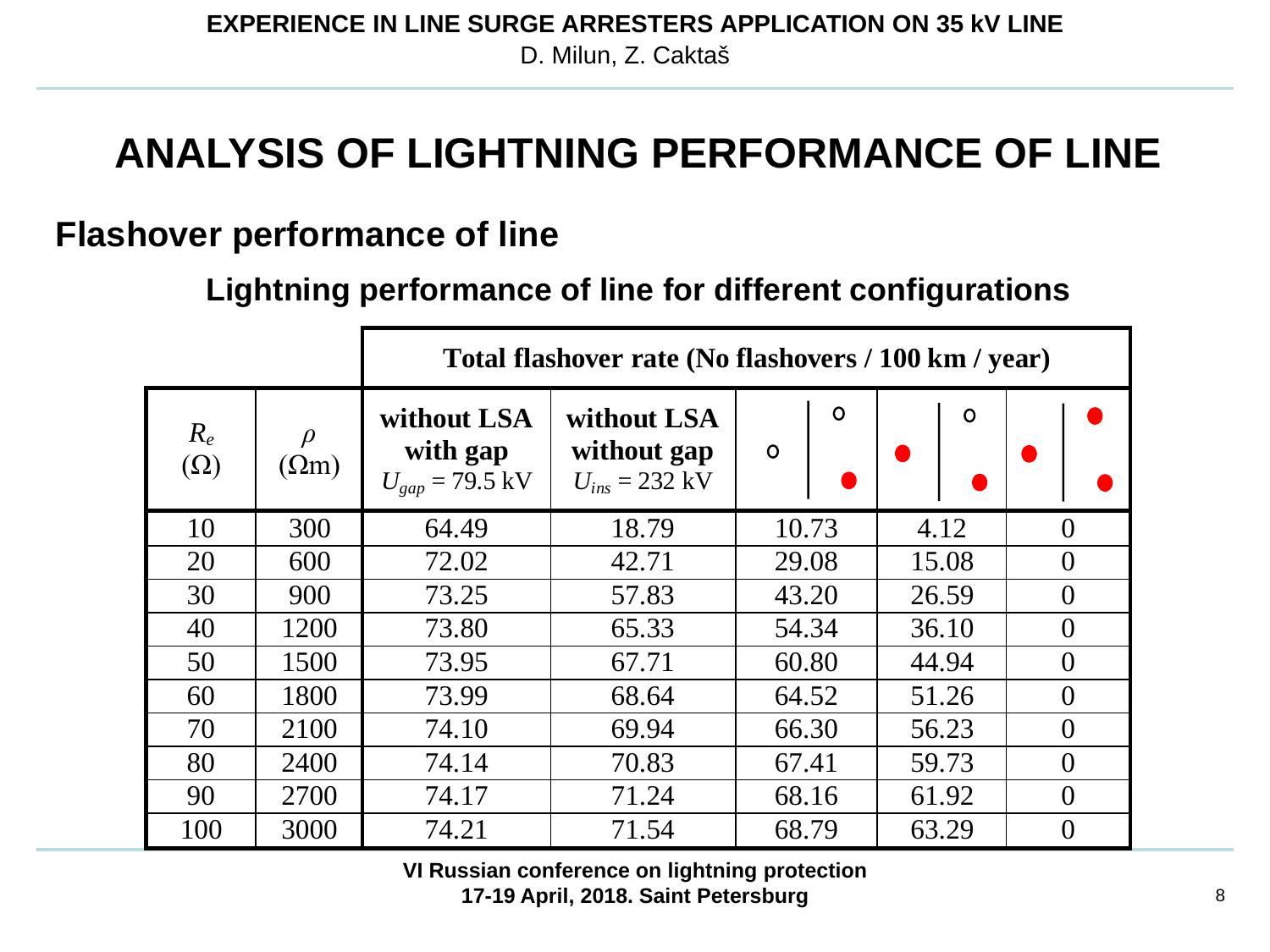# ANALYSIS OF LIGHTNING PERFORMANCE OF LINE

## Flashover performance of line

### Lightning performance of line for different configurations

| $R_e$ ($\Omega$) | $\rho$ ($\Omega$m) | Total flashover rate (No flashovers / 100 km / year) | | | | |
|---|---|---|---|---|---|---|
| | | **without LSA with gap** $U_{gap}$ = 79.5 kV | **without LSA without gap** $U_{ins}$ = 232 kV | ○ ○ ● | ● ○ ● | ● ● ● |
| 10 | 300 | 64.49 | 18.79 | 10.73 | 4.12 | 0 |
| 20 | 600 | 72.02 | 42.71 | 29.08 | 15.08 | 0 |
| 30 | 900 | 73.25 | 57.83 | 43.20 | 26.59 | 0 |
| 40 | 1200 | 73.80 | 65.33 | 54.34 | 36.10 | 0 |
| 50 | 1500 | 73.95 | 67.71 | 60.80 | 44.94 | 0 |
| 60 | 1800 | 73.99 | 68.64 | 64.52 | 51.26 | 0 |
| 70 | 2100 | 74.10 | 69.94 | 66.30 | 56.23 | 0 |
| 80 | 2400 | 74.14 | 70.83 | 67.41 | 59.73 | 0 |
| 90 | 2700 | 74.17 | 71.24 | 68.16 | 61.92 | 0 |
| 100 | 3000 | 74.21 | 71.54 | 68.79 | 63.29 | 0 |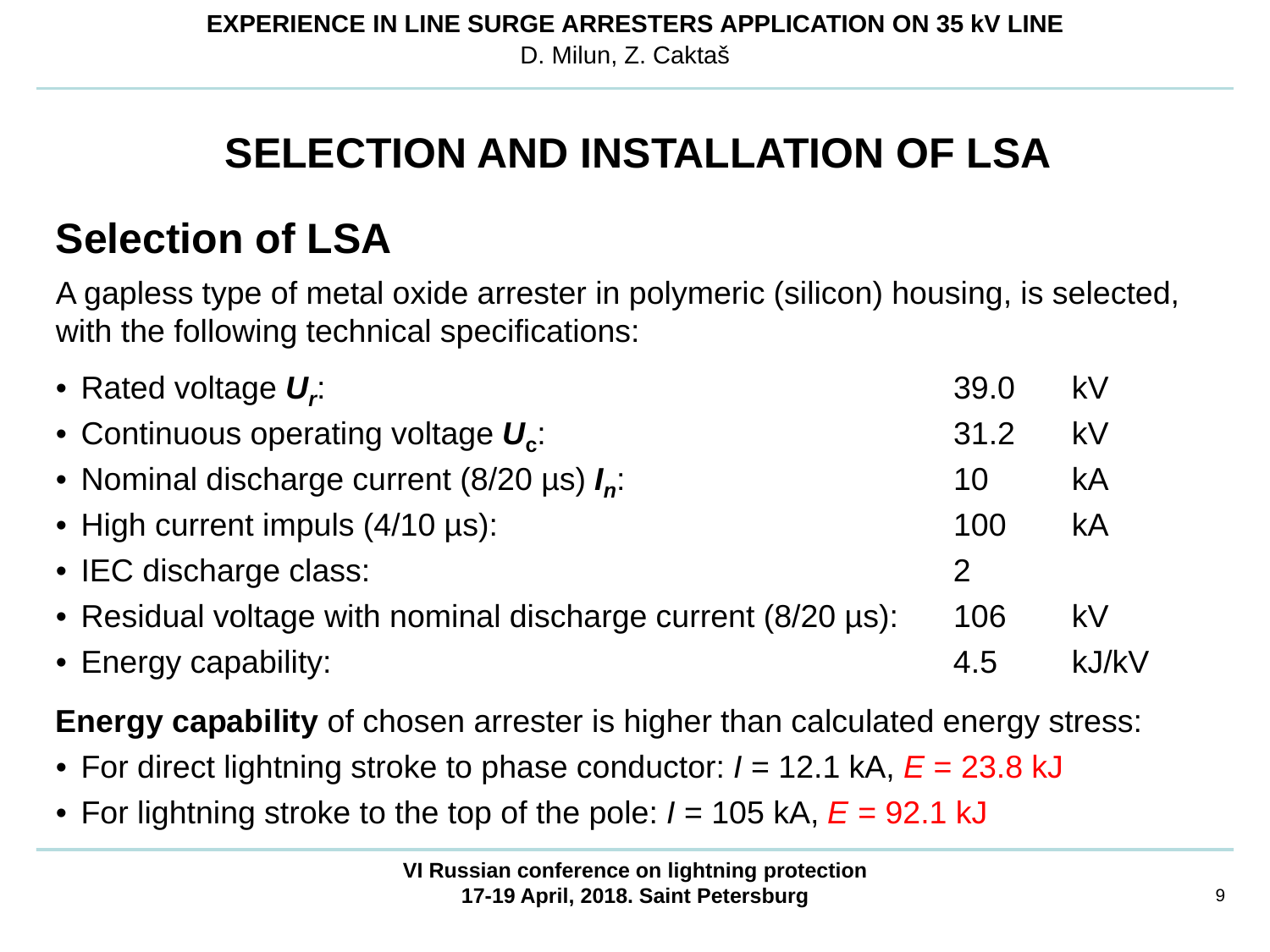# SELECTION AND INSTALLATION OF LSA

## Selection of LSA

A gapless type of metal oxide arrester in polymeric (silicon) housing, is selected, with the following technical specifications:

| | | |
|---|---|---|
| • Rated voltage $U_r$: | 39.0 | kV |
| • Continuous operating voltage $U_c$: | 31.2 | kV |
| • Nominal discharge current (8/20 µs) $I_n$: | 10 | kA |
| • High current impuls (4/10 µs): | 100 | kA |
| • IEC discharge class: | 2 | |
| • Residual voltage with nominal discharge current (8/20 µs): | 106 | kV |
| • Energy capability: | 4.5 | kJ/kV |

**Energy capability** of chosen arrester is higher than calculated energy stress:

- For direct lightning stroke to phase conductor: $I$ = 12.1 kA, $E$ = 23.8 kJ
- For lightning stroke to the top of the pole: $I$ = 105 kA, $E$ = 92.1 kJ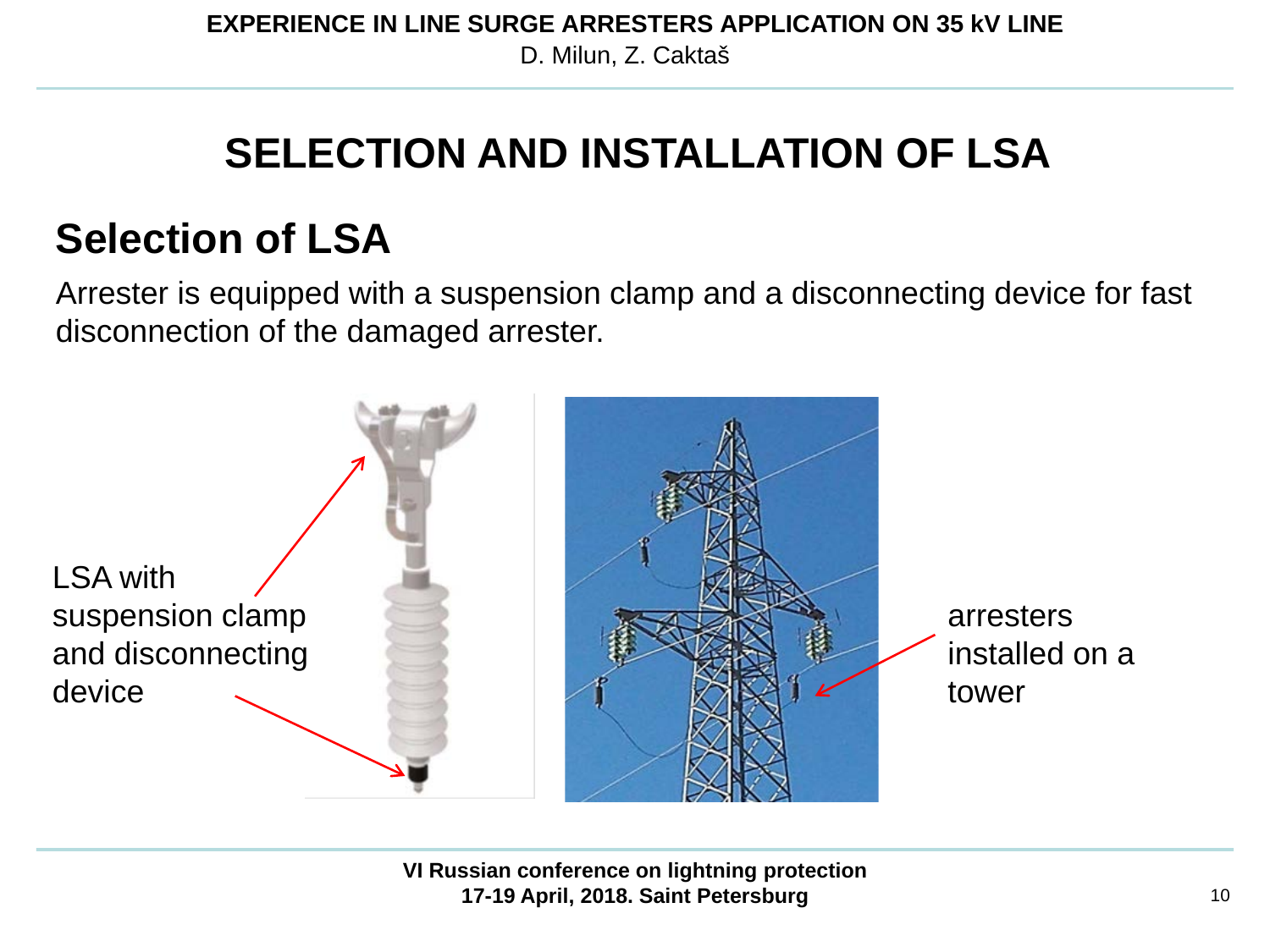# SELECTION AND INSTALLATION OF LSA

## Selection of LSA

Arrester is equipped with a suspension clamp and a disconnecting device for fast disconnection of the damaged arrester.

LSA with suspension clamp and disconnecting device

arresters installed on a tower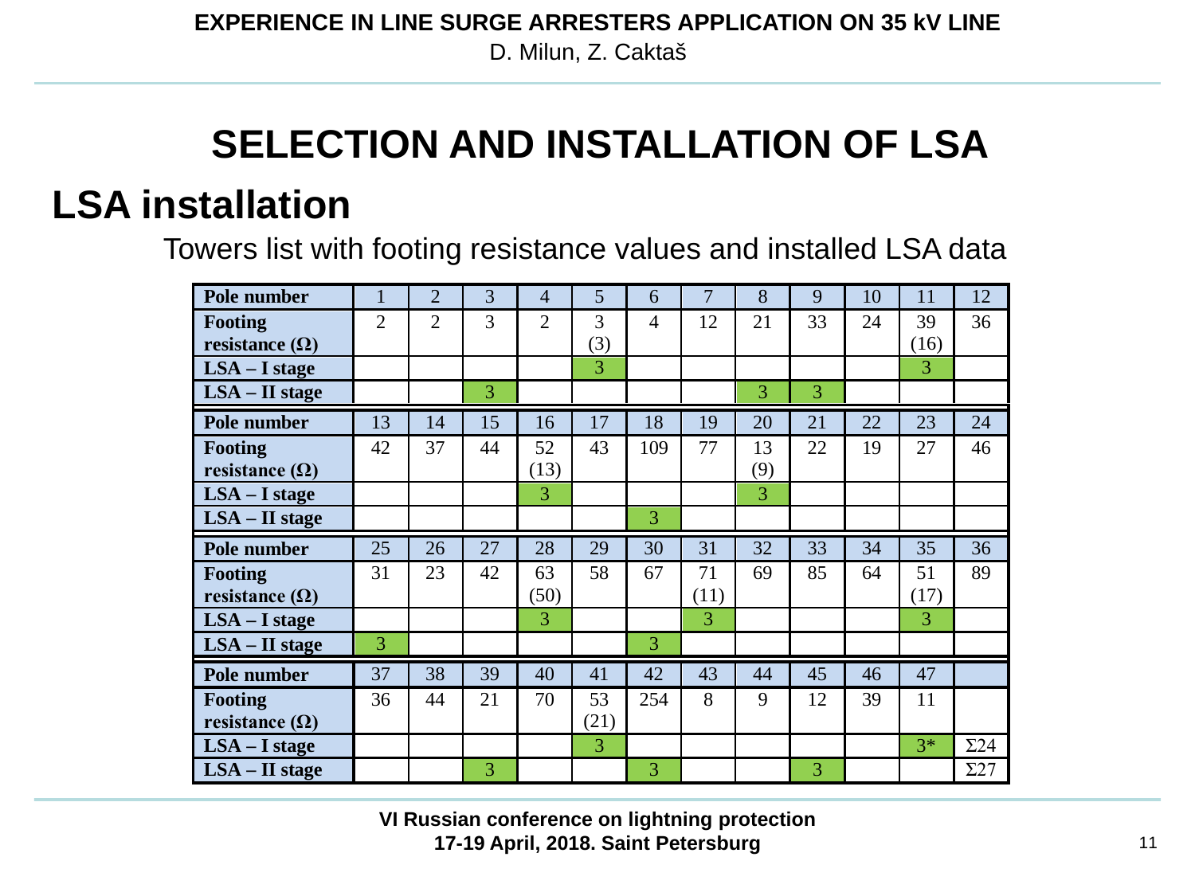## SELECTION AND INSTALLATION OF LSA

### LSA installation

Towers list with footing resistance values and installed LSA data

| Pole number | 1 | 2 | 3 | 4 | 5 | 6 | 7 | 8 | 9 | 10 | 11 | 12 |
|---|---|---|---|---|---|---|---|---|---|---|---|---|
| Footing resistance (Ω) | 2 | 2 | 3 | 2 | 3 (3) | 4 | 12 | 21 | 33 | 24 | 39 (16) | 36 |
| LSA – I stage | | | | | 3 | | | | | | 3 | |
| LSA – II stage | | | 3 | | | | | 3 | 3 | | | |
| **Pole number** | 13 | 14 | 15 | 16 | 17 | 18 | 19 | 20 | 21 | 22 | 23 | 24 |
| Footing resistance (Ω) | 42 | 37 | 44 | 52 (13) | 43 | 109 | 77 | 13 (9) | 22 | 19 | 27 | 46 |
| LSA – I stage | | | | 3 | | | | 3 | | | | |
| LSA – II stage | | | | | | 3 | | | | | | |
| **Pole number** | 25 | 26 | 27 | 28 | 29 | 30 | 31 | 32 | 33 | 34 | 35 | 36 |
| Footing resistance (Ω) | 31 | 23 | 42 | 63 (50) | 58 | 67 | 71 (11) | 69 | 85 | 64 | 51 (17) | 89 |
| LSA – I stage | | | | 3 | | | 3 | | | | 3 | |
| LSA – II stage | 3 | | | | | 3 | | | | | | |
| **Pole number** | 37 | 38 | 39 | 40 | 41 | 42 | 43 | 44 | 45 | 46 | 47 | |
| Footing resistance (Ω) | 36 | 44 | 21 | 70 | 53 (21) | 254 | 8 | 9 | 12 | 39 | 11 | |
| LSA – I stage | | | | | 3 | | | | | | 3* | Σ24 |
| LSA – II stage | | | 3 | | | 3 | | | 3 | | | Σ27 |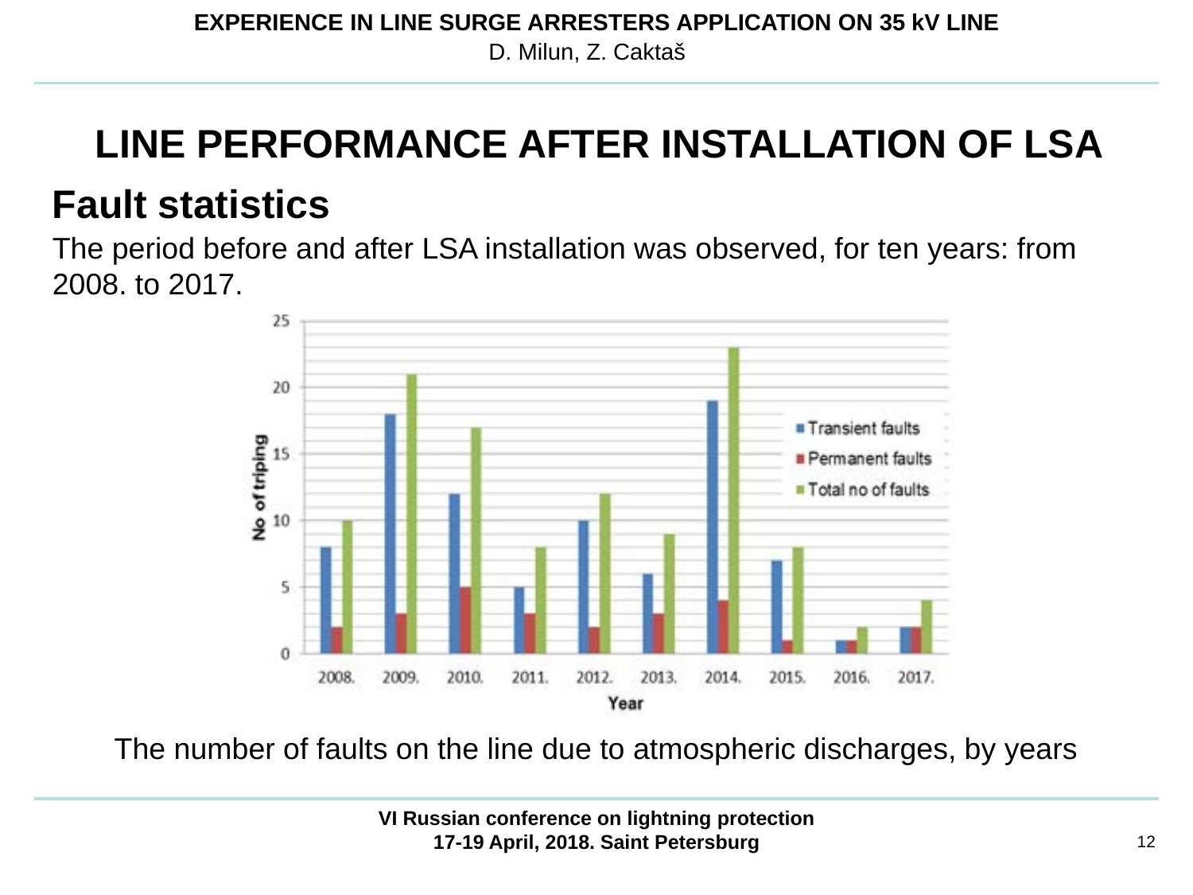# LINE PERFORMANCE AFTER INSTALLATION OF LSA

## Fault statistics

The period before and after LSA installation was observed, for ten years: from 2008. to 2017.

The number of faults on the line due to atmospheric discharges, by years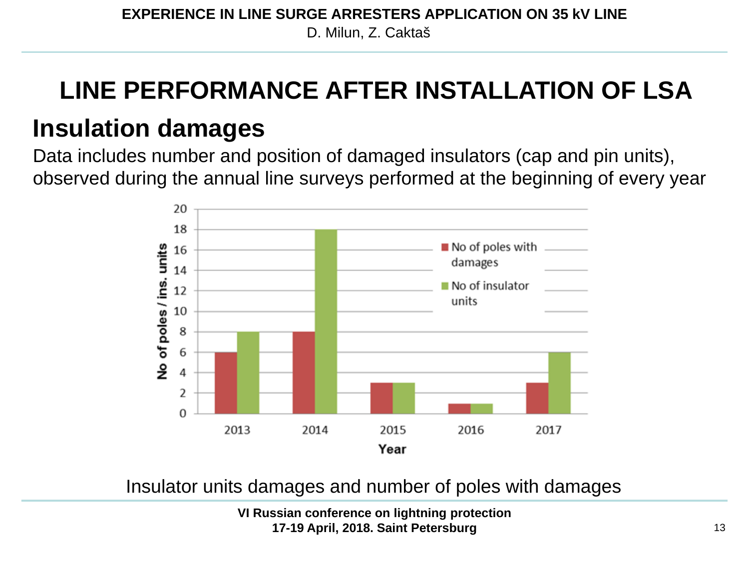# LINE PERFORMANCE AFTER INSTALLATION OF LSA

## Insulation damages

Data includes number and position of damaged insulators (cap and pin units), observed during the annual line surveys performed at the beginning of every year

| Year | No of poles with damages | No of insulator units |
|---|---|---|
| 2013 | 6 | 8 |
| 2014 | 8 | 18 |
| 2015 | 3 | 3 |
| 2016 | 1 | 1 |
| 2017 | 3 | 6 |

Insulator units damages and number of poles with damages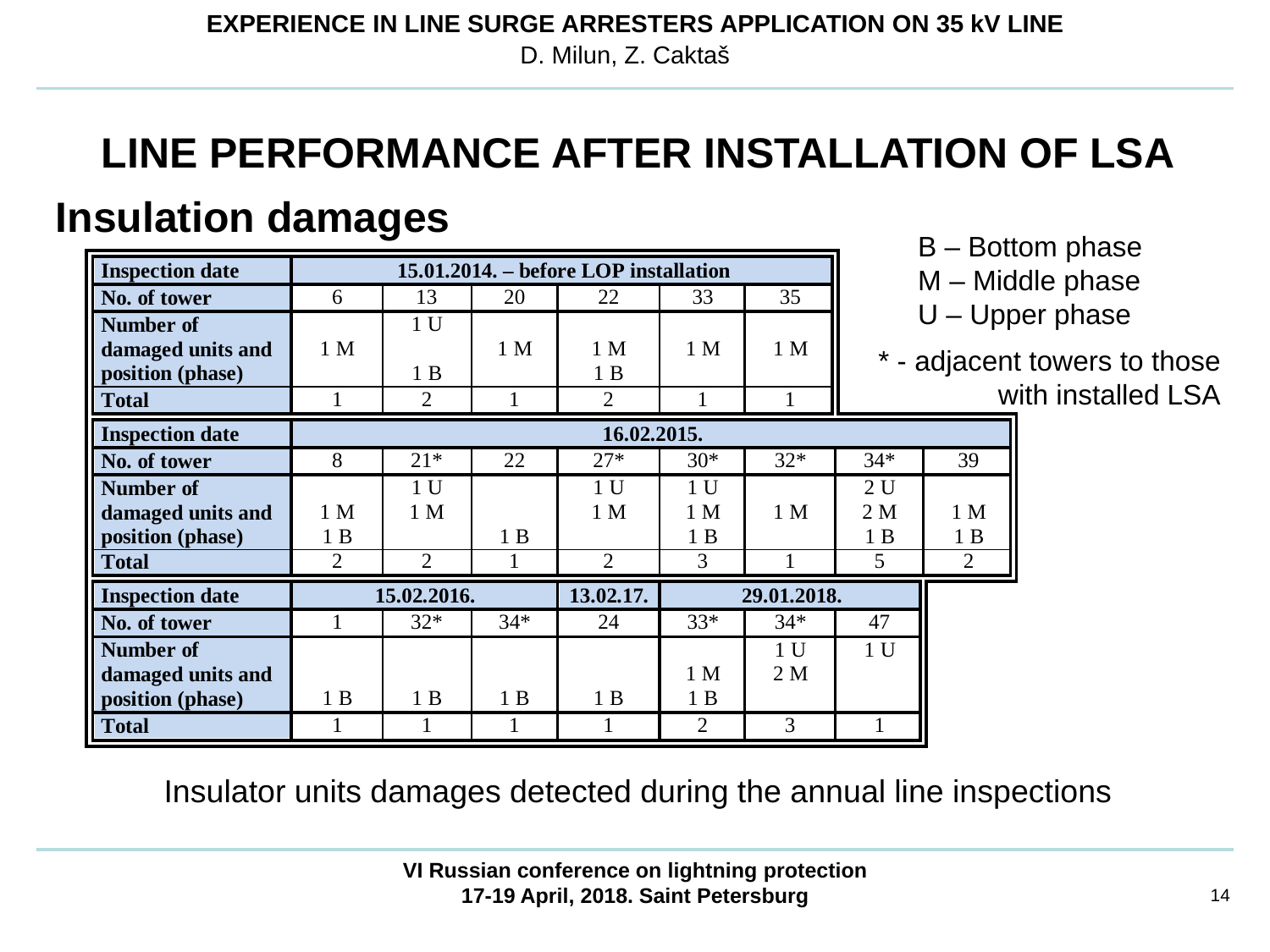# LINE PERFORMANCE AFTER INSTALLATION OF LSA

## Insulation damages

B – Bottom phase
M – Middle phase
U – Upper phase

\* - adjacent towers to those with installed LSA

| Inspection date | 15.01.2014. – before LOP installation | | | | | |
|---|---|---|---|---|---|---|
| No. of tower | 6 | 13 | 20 | 22 | 33 | 35 |
| Number of damaged units and position (phase) | 1 M | 1 U<br>1 B | 1 M | 1 M<br>1 B | 1 M | 1 M |
| Total | 1 | 2 | 1 | 2 | 1 | 1 |

| Inspection date | 16.02.2015. | | | | | | | |
|---|---|---|---|---|---|---|---|---|
| No. of tower | 8 | 21* | 22 | 27* | 30* | 32* | 34* | 39 |
| Number of damaged units and position (phase) | 1 M<br>1 B | 1 U<br>1 M | 1 B | 1 U<br>1 M | 1 U<br>1 M<br>1 B | 1 M | 2 U<br>2 M<br>1 B | 1 M<br>1 B |
| Total | 2 | 2 | 1 | 2 | 3 | 1 | 5 | 2 |

| Inspection date | 15.02.2016. | | | 13.02.17. | 29.01.2018. | | |
|---|---|---|---|---|---|---|---|
| No. of tower | 1 | 32* | 34* | 24 | 33* | 34* | 47 |
| Number of damaged units and position (phase) | 1 B | 1 B | 1 B | 1 B | 1 M<br>1 B | 1 U<br>2 M | 1 U |
| Total | 1 | 1 | 1 | 1 | 2 | 3 | 1 |

Insulator units damages detected during the annual line inspections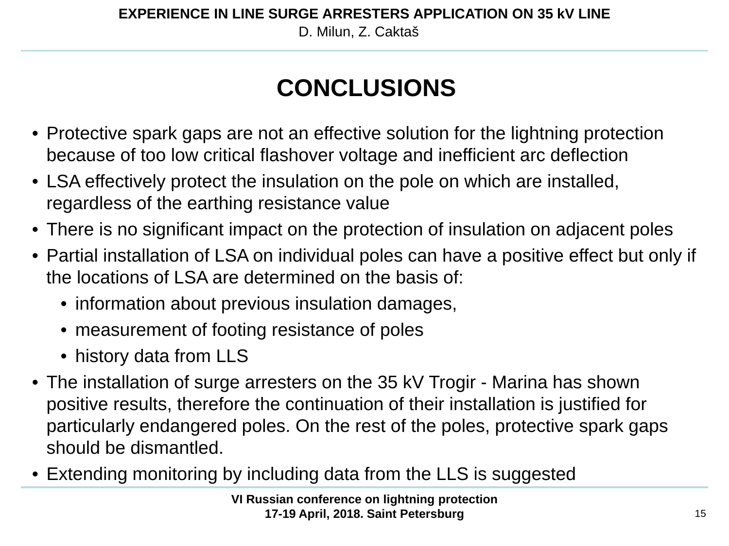# CONCLUSIONS

- Protective spark gaps are not an effective solution for the lightning protection because of too low critical flashover voltage and inefficient arc deflection
- LSA effectively protect the insulation on the pole on which are installed, regardless of the earthing resistance value
- There is no significant impact on the protection of insulation on adjacent poles
- Partial installation of LSA on individual poles can have a positive effect but only if the locations of LSA are determined on the basis of:
  - information about previous insulation damages,
  - measurement of footing resistance of poles
  - history data from LLS
- The installation of surge arresters on the 35 kV Trogir - Marina has shown positive results, therefore the continuation of their installation is justified for particularly endangered poles. On the rest of the poles, protective spark gaps should be dismantled.
- Extending monitoring by including data from the LLS is suggested